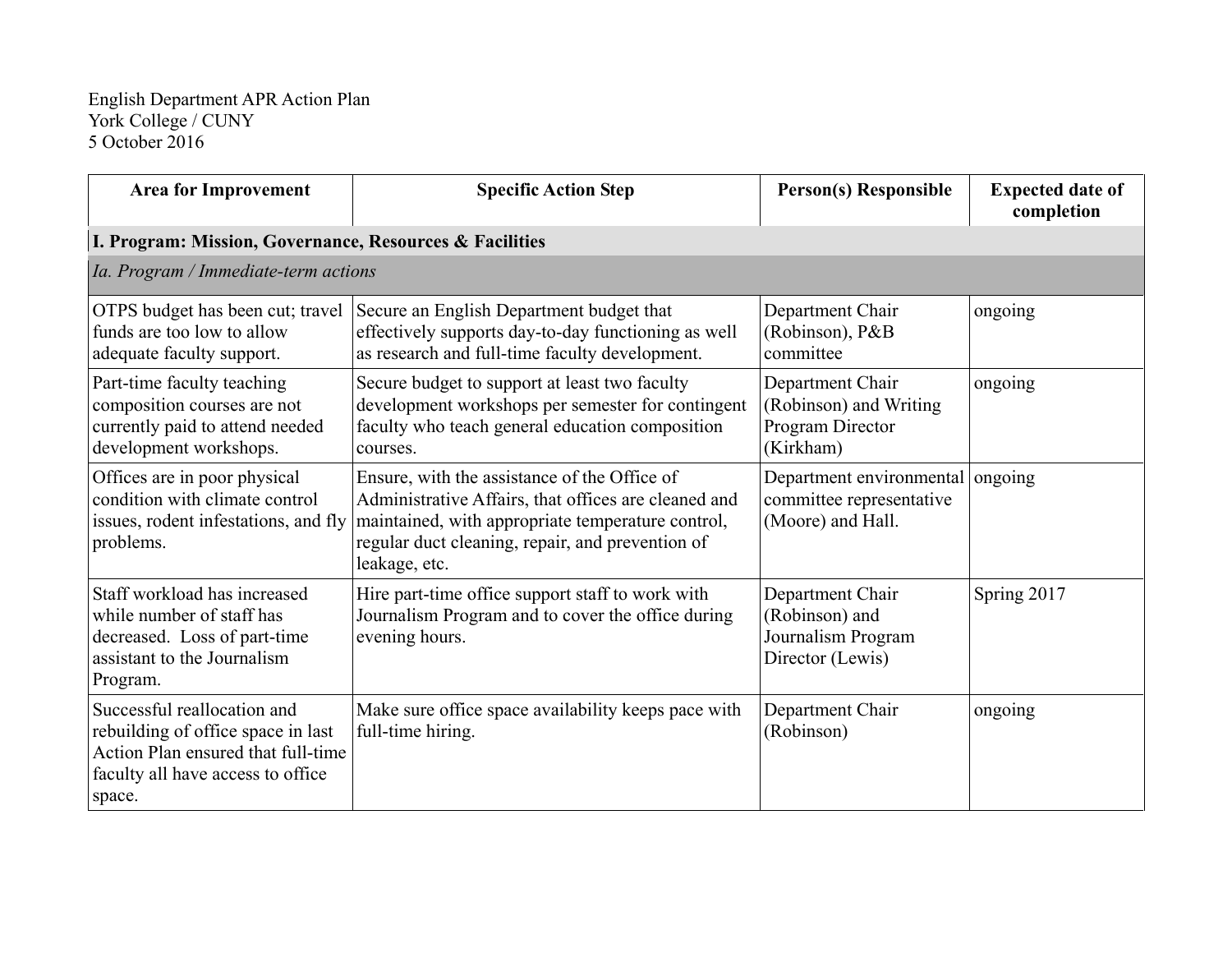English Department APR Action Plan
York College / CUNY
5 October 2016

| Area for Improvement | Specific Action Step | Person(s) Responsible | Expected date of completion |
|---|---|---|---|
| **I. Program: Mission, Governance, Resources & Facilities** | | | |
| *Ia. Program / Immediate-term actions* | | | |
| OTPS budget has been cut; travel funds are too low to allow adequate faculty support. | Secure an English Department budget that effectively supports day-to-day functioning as well as research and full-time faculty development. | Department Chair (Robinson), P&B committee | ongoing |
| Part-time faculty teaching composition courses are not currently paid to attend needed development workshops. | Secure budget to support at least two faculty development workshops per semester for contingent faculty who teach general education composition courses. | Department Chair (Robinson) and Writing Program Director (Kirkham) | ongoing |
| Offices are in poor physical condition with climate control issues, rodent infestations, and fly problems. | Ensure, with the assistance of the Office of Administrative Affairs, that offices are cleaned and maintained, with appropriate temperature control, regular duct cleaning, repair, and prevention of leakage, etc. | Department environmental committee representative (Moore) and Hall. | ongoing |
| Staff workload has increased while number of staff has decreased. Loss of part-time assistant to the Journalism Program. | Hire part-time office support staff to work with Journalism Program and to cover the office during evening hours. | Department Chair (Robinson) and Journalism Program Director (Lewis) | Spring 2017 |
| Successful reallocation and rebuilding of office space in last Action Plan ensured that full-time faculty all have access to office space. | Make sure office space availability keeps pace with full-time hiring. | Department Chair (Robinson) | ongoing |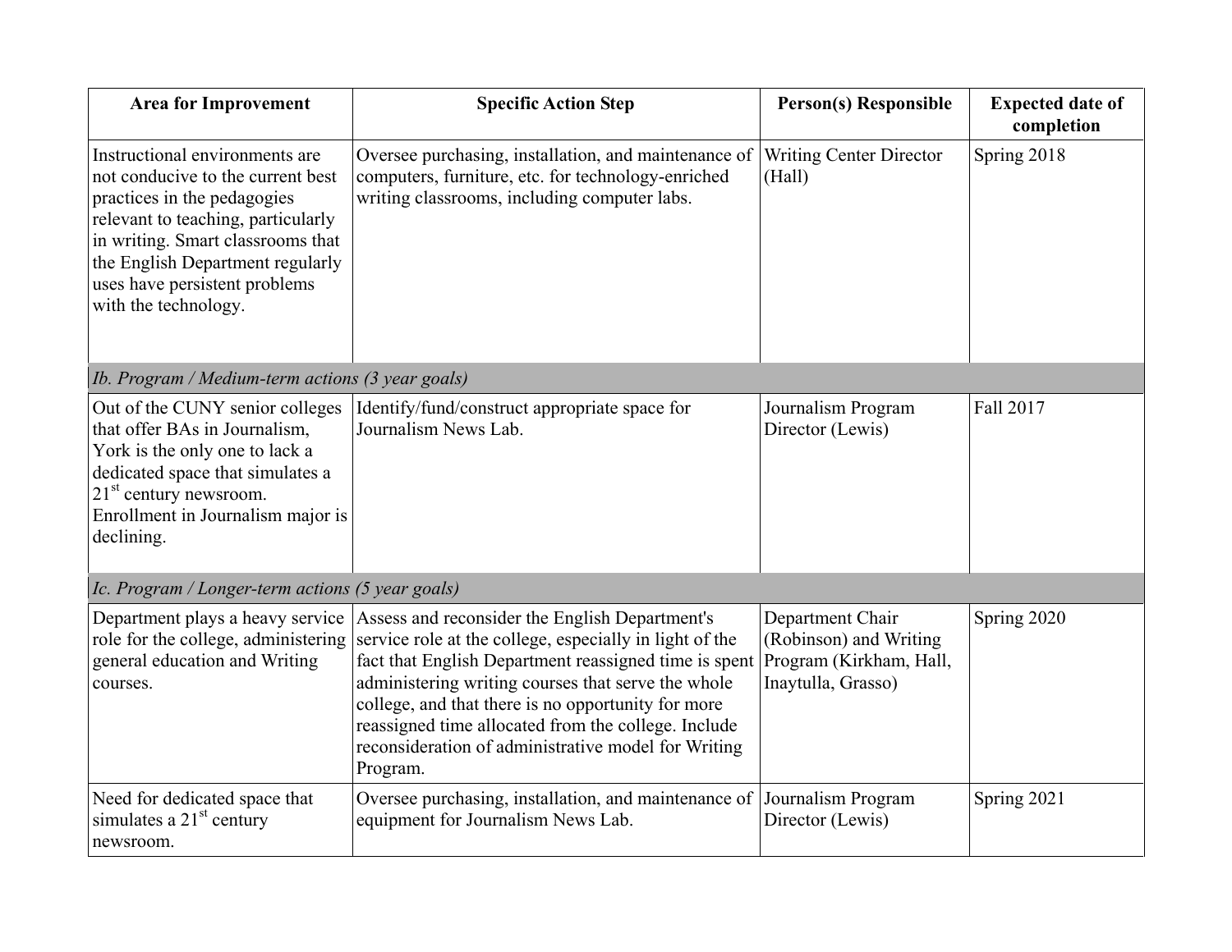| Area for Improvement | Specific Action Step | Person(s) Responsible | Expected date of completion |
|---|---|---|---|
| Instructional environments are not conducive to the current best practices in the pedagogies relevant to teaching, particularly in writing. Smart classrooms that the English Department regularly uses have persistent problems with the technology. | Oversee purchasing, installation, and maintenance of computers, furniture, etc. for technology-enriched writing classrooms, including computer labs. | Writing Center Director (Hall) | Spring 2018 |
| *Ib. Program / Medium-term actions (3 year goals)* | | | |
| Out of the CUNY senior colleges that offer BAs in Journalism, York is the only one to lack a dedicated space that simulates a 21st century newsroom. Enrollment in Journalism major is declining. | Identify/fund/construct appropriate space for Journalism News Lab. | Journalism Program Director (Lewis) | Fall 2017 |
| *Ic. Program / Longer-term actions (5 year goals)* | | | |
| Department plays a heavy service role for the college, administering general education and Writing courses. | Assess and reconsider the English Department's service role at the college, especially in light of the fact that English Department reassigned time is spent administering writing courses that serve the whole college, and that there is no opportunity for more reassigned time allocated from the college. Include reconsideration of administrative model for Writing Program. | Department Chair (Robinson) and Writing Program (Kirkham, Hall, Inaytulla, Grasso) | Spring 2020 |
| Need for dedicated space that simulates a 21st century newsroom. | Oversee purchasing, installation, and maintenance of equipment for Journalism News Lab. | Journalism Program Director (Lewis) | Spring 2021 |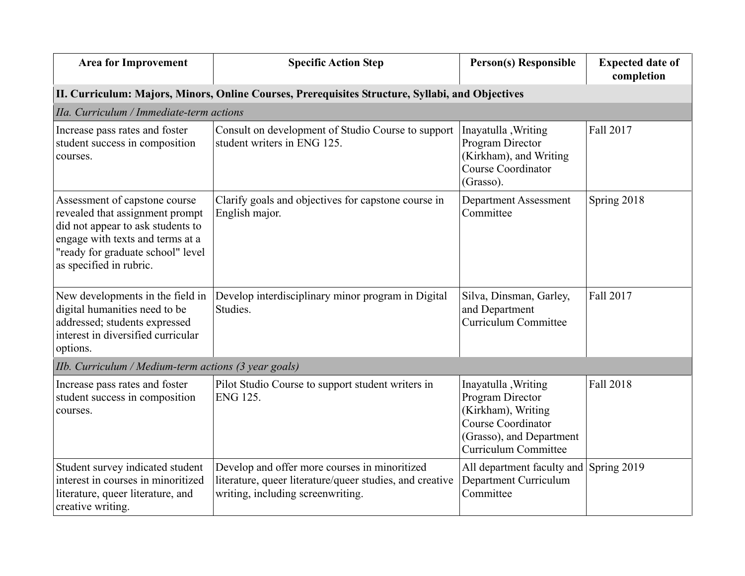| Area for Improvement | Specific Action Step | Person(s) Responsible | Expected date of completion |
|---|---|---|---|
| **II. Curriculum: Majors, Minors, Online Courses, Prerequisites Structure, Syllabi, and Objectives** | | | |
| *IIa. Curriculum / Immediate-term actions* | | | |
| Increase pass rates and foster student success in composition courses. | Consult on development of Studio Course to support student writers in ENG 125. | Inayatulla ,Writing Program Director (Kirkham), and Writing Course Coordinator (Grasso). | Fall 2017 |
| Assessment of capstone course revealed that assignment prompt did not appear to ask students to engage with texts and terms at a "ready for graduate school" level as specified in rubric. | Clarify goals and objectives for capstone course in English major. | Department Assessment Committee | Spring 2018 |
| New developments in the field in digital humanities need to be addressed; students expressed interest in diversified curricular options. | Develop interdisciplinary minor program in Digital Studies. | Silva, Dinsman, Garley, and Department Curriculum Committee | Fall 2017 |
| *IIb. Curriculum / Medium-term actions (3 year goals)* | | | |
| Increase pass rates and foster student success in composition courses. | Pilot Studio Course to support student writers in ENG 125. | Inayatulla ,Writing Program Director (Kirkham), Writing Course Coordinator (Grasso), and Department Curriculum Committee | Fall 2018 |
| Student survey indicated student interest in courses in minoritized literature, queer literature, and creative writing. | Develop and offer more courses in minoritized literature, queer literature/queer studies, and creative writing, including screenwriting. | All department faculty and Department Curriculum Committee | Spring 2019 |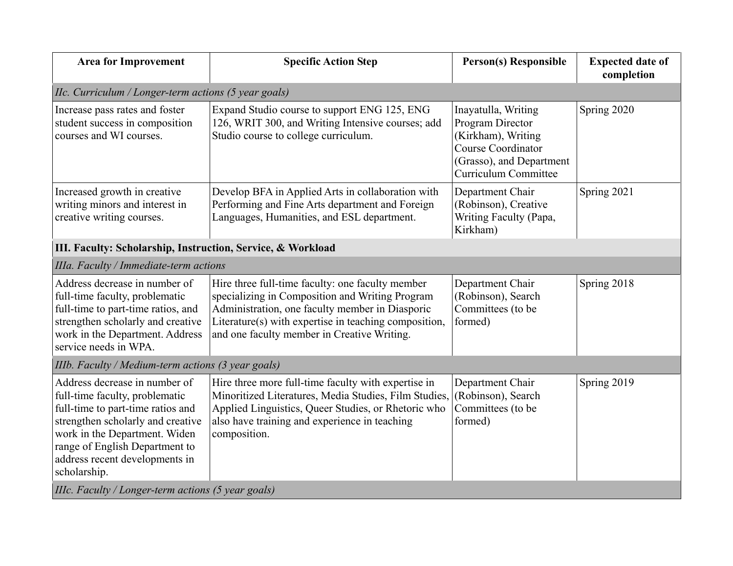| Area for Improvement | Specific Action Step | Person(s) Responsible | Expected date of completion |
|---|---|---|---|
| *IIc. Curriculum / Longer-term actions (5 year goals)* | | | |
| Increase pass rates and foster student success in composition courses and WI courses. | Expand Studio course to support ENG 125, ENG 126, WRIT 300, and Writing Intensive courses; add Studio course to college curriculum. | Inayatulla, Writing Program Director (Kirkham), Writing Course Coordinator (Grasso), and Department Curriculum Committee | Spring 2020 |
| Increased growth in creative writing minors and interest in creative writing courses. | Develop BFA in Applied Arts in collaboration with Performing and Fine Arts department and Foreign Languages, Humanities, and ESL department. | Department Chair (Robinson), Creative Writing Faculty (Papa, Kirkham) | Spring 2021 |
| **III. Faculty: Scholarship, Instruction, Service, & Workload** | | | |
| *IIIa. Faculty / Immediate-term actions* | | | |
| Address decrease in number of full-time faculty, problematic full-time to part-time ratios, and strengthen scholarly and creative work in the Department. Address service needs in WPA. | Hire three full-time faculty: one faculty member specializing in Composition and Writing Program Administration, one faculty member in Diasporic Literature(s) with expertise in teaching composition, and one faculty member in Creative Writing. | Department Chair (Robinson), Search Committees (to be formed) | Spring 2018 |
| *IIIb. Faculty / Medium-term actions (3 year goals)* | | | |
| Address decrease in number of full-time faculty, problematic full-time to part-time ratios and strengthen scholarly and creative work in the Department. Widen range of English Department to address recent developments in scholarship. | Hire three more full-time faculty with expertise in Minoritized Literatures, Media Studies, Film Studies, Applied Linguistics, Queer Studies, or Rhetoric who also have training and experience in teaching composition. | Department Chair (Robinson), Search Committees (to be formed) | Spring 2019 |
| *IIIc. Faculty / Longer-term actions (5 year goals)* | | | |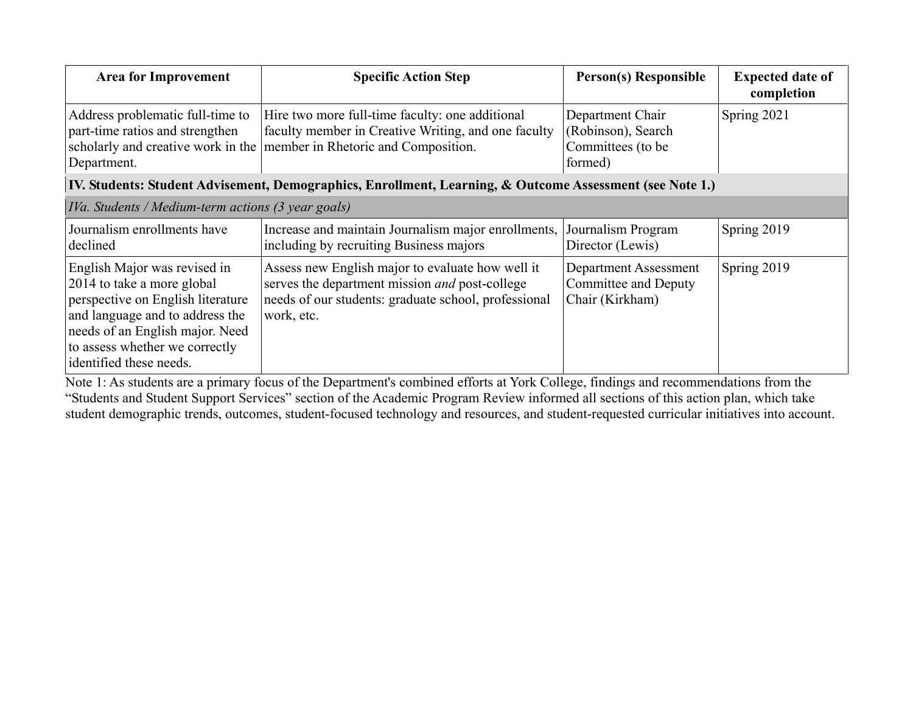| Area for Improvement | Specific Action Step | Person(s) Responsible | Expected date of completion |
|---|---|---|---|
| Address problematic full-time to part-time ratios and strengthen scholarly and creative work in the Department. | Hire two more full-time faculty: one additional faculty member in Creative Writing, and one faculty member in Rhetoric and Composition. | Department Chair (Robinson), Search Committees (to be formed) | Spring 2021 |
| **IV. Students: Student Advisement, Demographics, Enrollment, Learning, & Outcome Assessment (see Note 1.)** | | | |
| *IVa. Students / Medium-term actions (3 year goals)* | | | |
| Journalism enrollments have declined | Increase and maintain Journalism major enrollments, including by recruiting Business majors | Journalism Program Director (Lewis) | Spring 2019 |
| English Major was revised in 2014 to take a more global perspective on English literature and language and to address the needs of an English major. Need to assess whether we correctly identified these needs. | Assess new English major to evaluate how well it serves the department mission *and* post-college needs of our students: graduate school, professional work, etc. | Department Assessment Committee and Deputy Chair (Kirkham) | Spring 2019 |

Note 1: As students are a primary focus of the Department's combined efforts at York College, findings and recommendations from the "Students and Student Support Services" section of the Academic Program Review informed all sections of this action plan, which take student demographic trends, outcomes, student-focused technology and resources, and student-requested curricular initiatives into account.